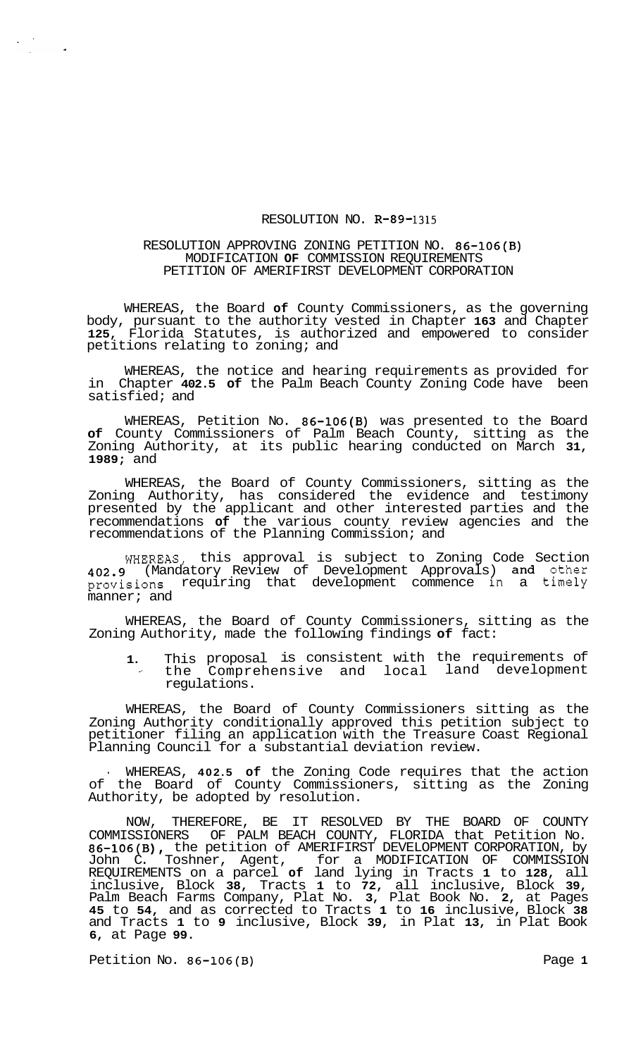# RESOLUTION NO. R-89-1315

## RESOLUTION APPROVING ZONING PETITION NO. 86-106(B) MODIFICATION OF COMMISSION REQUIREMENTS PETITION OF AMERIFIRST DEVELOPMENT CORPORATION

WHEREAS, the Board of County Commissioners, as the governing body, pursuant to the authority vested in Chapter 163 and Chapter 125, Florida Statutes, is authorized and empowered to consider petitions relating to zoning; and

WHEREAS, the notice and hearing requirements as provided for in Chapter 402.5 of the Palm Beach County Zoning Code have been satisfied; and

WHEREAS, Petition No. 86-106(B) was presented to the Board of County Commissioners of Palm Beach County, sitting as the Zoning Authority, at its public hearing conducted on March 31, 1989; and

WHEREAS, the Board of County Commissioners, sitting as the Zoning Authority, has considered the evidence and testimony presented by the applicant and other interested parties and the recommendations of the various county review agencies and the recommendations of the Planning Commission; and

WHEREAS, this approval is subject to Zoning Code Section 402.9 (Mandatory Review of Development Approvals) and other provisions requiring that development commence in a timely manner; and

WHEREAS, the Board of County Commissioners, sitting as the Zoning Authority, made the following findings of fact:

1. This proposal is consistent with the requirements of the Comprehensive and local land development regulations.

WHEREAS, the Board of County Commissioners sitting as the Zoning Authority conditionally approved this petition subject to petitioner filing an application with the Treasure Coast Regional Planning Council for a substantial deviation review.

WHEREAS, 402.5 of the Zoning Code requires that the action of the Board of County Commissioners, sitting as the Zoning Authority, be adopted by resolution.

NOW, THEREFORE, BE IT RESOLVED BY THE BOARD OF COUNTY COMMISSIONERS OF PALM BEACH COUNTY, FLORIDA that Petition No. 86-106(B), the petition of AMERIFIRST DEVELOPMENT CORPORATION, by John C. Toshner, Agent, for a MODIFICATION OF COMMISSION REQUIREMENTS on a parcel of land lying in Tracts 1 to 128, all inclusive, Block 38, Tracts 1 to 72, all inclusive, Block 39, Palm Beach Farms Company, Plat No. 3, Plat Book No. 2, at Pages 45 to 54, and as corrected to Tracts 1 to 16 inclusive, Block 38 and Tracts 1 to 9 inclusive, Block 39, in Plat 13, in Plat Book 6, at Page 99.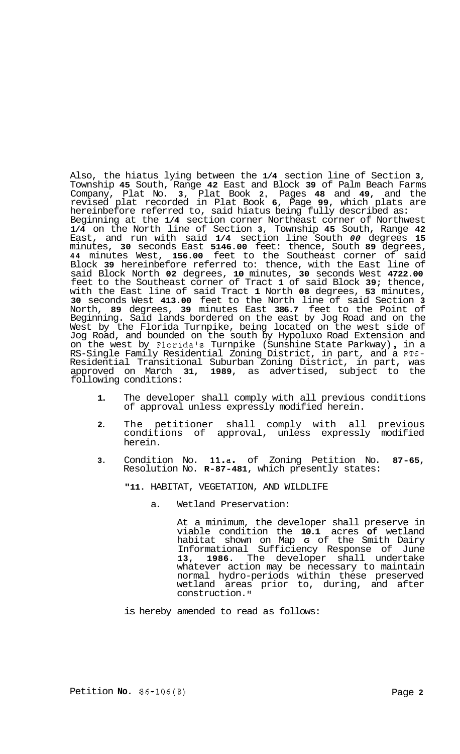Also, the hiatus lying between the **1/4** section line of Section **3**, Township **45** South, Range **42** East and Block **39** of Palm Beach Farms Company, Plat No. **3**, Plat Book **2**, Pages **48** and **49**, and the revised plat recorded in Plat Book **6**, Page **99**, which plats are hereinbefore referred to, said hiatus being fully described as: Beginning at the **1/4** section corner Northeast corner of Northwest **1/4** on the North line of Section **3**, Township **45** South, Range **42** East, and run with said **1/4** section line South *00* degrees **15** minutes, **30** seconds East **5146.00** feet: thence, South **89** degrees, **44** minutes West, **156.00** feet to the Southeast corner of said Block **39** hereinbefore referred to: thence, with the East line of said Block North **02** degrees, **10** minutes, **30** seconds West **4722.00** feet to the Southeast corner of Tract **1** of said Block **39**; thence, with the East line of said Tract **1** North **08** degrees, **53** minutes, **30** seconds West **413.00** feet to the North line of said Section **3** North, **89** degrees, **39** minutes East **386.7** feet to the Point of Beginning. Said lands bordered on the east by Jog Road and on the West by the Florida Turnpike, being located on the west side of Jog Road, and bounded on the south by Hypoluxo Road Extension and on the west by Florida's Turnpike (Sunshine State Parkway), in a RS-Single Family Residential Zoning District, in part, and a RTS-Residential Transitional Suburban Zoning District, in part, was approved on March **31**, **1989**, as advertised, subject to the following conditions:

1. The developer shall comply with all previous conditions of approval unless expressly modified herein.

2. The petitioner shall comply with all previous conditions of approval, unless expressly modified herein.

3. Condition No. **11.a.** of Zoning Petition No. **87-65**, Resolution No. **R-87-481**, which presently states:

   "**11**. HABITAT, VEGETATION, AND WILDLIFE

   a. Wetland Preservation:

   At a minimum, the developer shall preserve in viable condition the **10.1** acres **of** wetland habitat shown on Map *G* of the Smith Dairy Informational Sufficiency Response of June **13**, **1986**. The developer shall undertake whatever action may be necessary to maintain normal hydro-periods within these preserved wetland areas prior to, during, and after construction."

   is hereby amended to read as follows: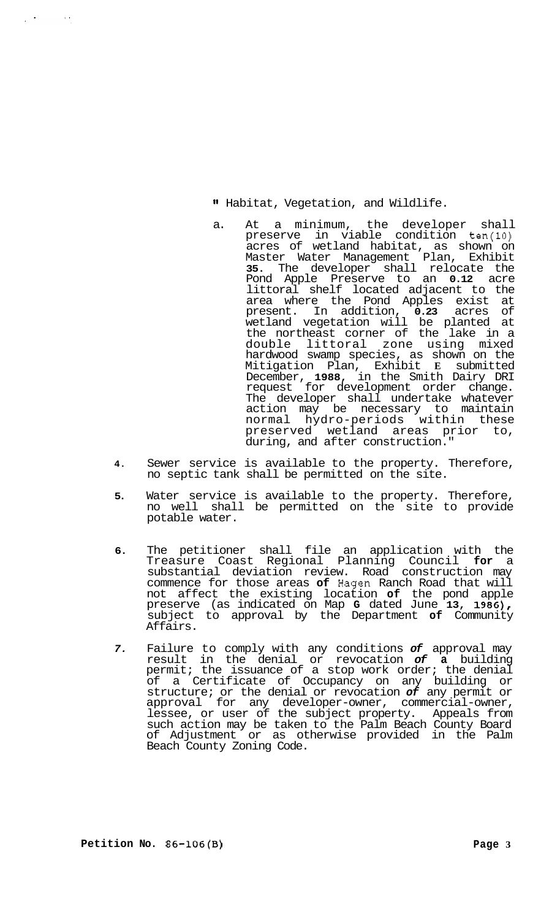" Habitat, Vegetation, and Wildlife.

a. At a minimum, the developer shall preserve in viable condition ten(10) acres of wetland habitat, as shown on Master Water Management Plan, Exhibit **35**. The developer shall relocate the Pond Apple Preserve to an **0.12** acre littoral shelf located adjacent to the area where the Pond Apples exist at present. In addition, **0.23** acres of wetland vegetation will be planted at the northeast corner of the lake in a double littoral zone using mixed hardwood swamp species, as shown on the Mitigation Plan, Exhibit **E** submitted December, **1988**, in the Smith Dairy DRI request for development order change. The developer shall undertake whatever action may be necessary to maintain normal hydro-periods within these preserved wetland areas prior to, during, and after construction."

4. Sewer service is available to the property. Therefore, no septic tank shall be permitted on the site.

5. Water service is available to the property. Therefore, no well shall be permitted on the site to provide potable water.

6. The petitioner shall file an application with the Treasure Coast Regional Planning Council **for** a substantial deviation review. Road construction may commence for those areas **of** Hagen Ranch Road that will not affect the existing location **of** the pond apple preserve (as indicated on Map **G** dated June **13, 1986),** subject to approval by the Department **of** Community Affairs.

7. Failure to comply with any conditions ***of*** approval may result in the denial or revocation ***of*** **a** building permit; the issuance of a stop work order; the denial of a Certificate of Occupancy on any building or structure; or the denial or revocation ***of*** any permit or approval for any developer-owner, commercial-owner, lessee, or user of the subject property. Appeals from such action may be taken to the Palm Beach County Board of Adjustment or as otherwise provided in the Palm Beach County Zoning Code.

**Petition No.** 86-106(B)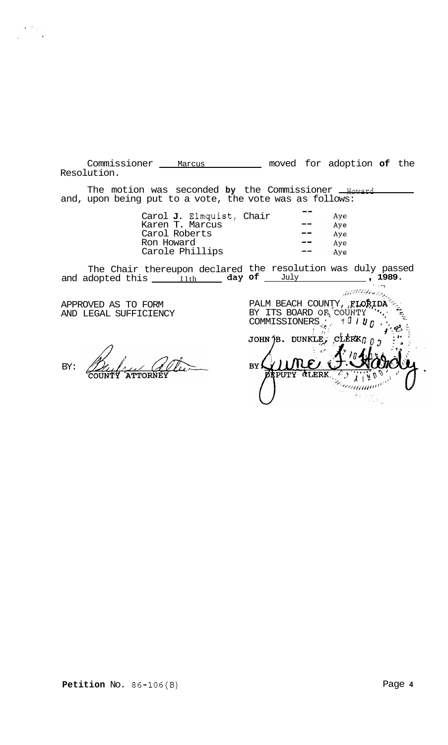Commissioner Marcus moved for adoption of the Resolution.

The motion was seconded by the Commissioner Howard and, upon being put to a vote, the vote was as follows:

| | | |
|---|---|---|
| Carol J. Elmquist, Chair | -- | Aye |
| Karen T. Marcus | -- | Aye |
| Carol Roberts | -- | Aye |
| Ron Howard | -- | Aye |
| Carole Phillips | -- | Aye |

The Chair thereupon declared the resolution was duly passed and adopted this 11th day of July, 1989.

APPROVED AS TO FORM AND LEGAL SUFFICIENCY

BY: COUNTY ATTORNEY

PALM BEACH COUNTY, FLORIDA BY ITS BOARD OF COUNTY COMMISSIONERS

JOHN B. DUNKLE, CLERK

BY: DEPUTY CLERK

Petition No. 86-106(B)